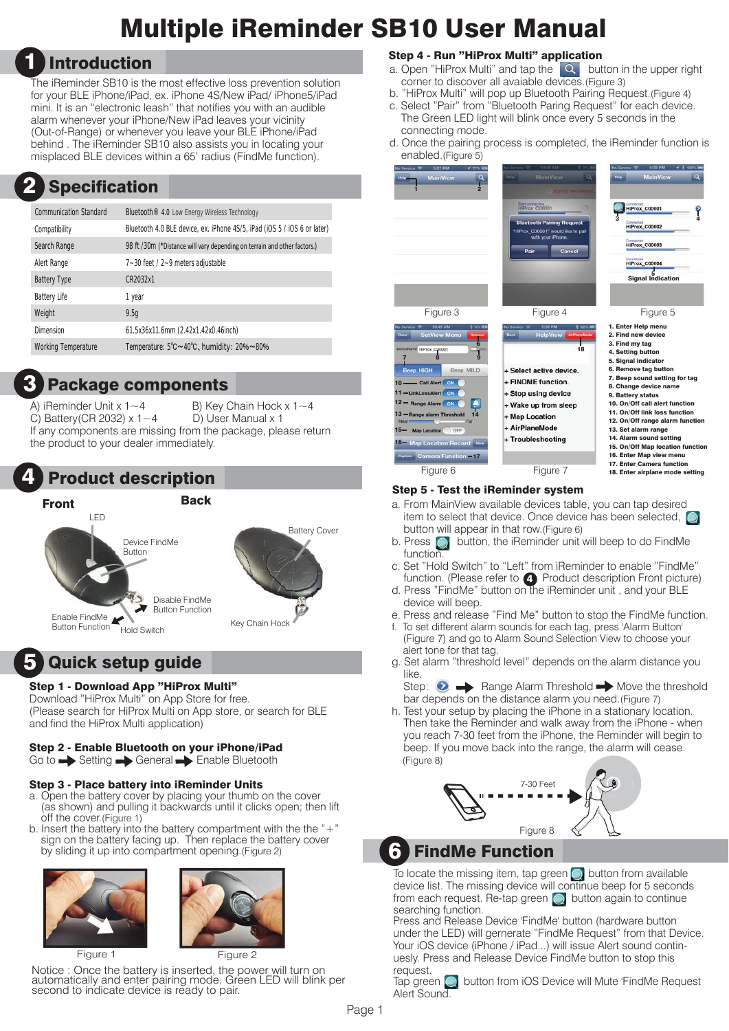# Multiple iReminder SB10 User Manual

## 1 Introduction

The iReminder SB10 is the most effective loss prevention solution for your BLE iPhone/iPad, ex. iPhone 4S/New iPad/ iPhone5/iPad mini. It is an "electronic leash" that notifies you with an audible alarm whenever your iPhone/New iPad leaves your vicinity (Out-of-Range) or whenever you leave your BLE iPhone/iPad behind . The iReminder SB10 also assists you in locating your misplaced BLE devices within a 65' radius (FindMe function).

## 2 Specification

| | |
|---|---|
| Communication Standard | Bluetooth® 4.0 Low Energy Wireless Technology |
| Compatibility | Bluetooth 4.0 BLE device, ex. iPhone 4S/5, iPad (iOS 5 / iOS 6 or later) |
| Search Range | 98 ft /30m (*Distance will vary depending on terrain and other factors.) |
| Alert Range | 7~30 feet / 2~9 meters adjustable |
| Battery Type | CR2032x1 |
| Battery Life | 1 year |
| Weight | 9.5g |
| Dimension | 61.5x36x11.6mm (2.42x1.42x0.46inch) |
| Working Temperature | Temperature: 5℃~40℃, humidity: 20%~80% |

## 3 Package components

A) iReminder Unit x 1~4
B) Key Chain Hock x 1~4
C) Battery(CR 2032) x 1~4
D) User Manual x 1

If any components are missing from the package, please return the product to your dealer immediately.

## 4 Product description

**Front**

LED
Device FindMe Button
Disable FindMe Button Function
Enable FindMe Button Function
Hold Switch

**Back**

Battery Cover
Key Chain Hook

## 5 Quick setup guide

**Step 1 - Download App "HiProx Multi"**

Download "HiProx Multi" on App Store for free.
(Please search for HiProx Multi on App store, or search for BLE and find the HiProx Multi application)

**Step 2 - Enable Bluetooth on your iPhone/iPad**

Go to ➡ Setting ➡ General ➡ Enable Bluetooth

**Step 3 - Place battery into iReminder Units**

a. Open the battery cover by placing your thumb on the cover (as shown) and pulling it backwards until it clicks open; then lift off the cover.(Figure 1)
b. Insert the battery into the battery compartment with the the "+" sign on the battery facing up. Then replace the battery cover by sliding it up into compartment opening.(Figure 2)

Figure 1
Figure 2

Notice : Once the battery is inserted, the power will turn on automatically and enter pairing mode. Green LED will blink per second to indicate device is ready to pair.

**Step 4 - Run "HiProx Multi" application**

a. Open "HiProx Multi" and tap the [search] button in the upper right corner to discover all available devices.(Figure 3)
b. "HiProx Multi" will pop up Bluetooth Pairing Request.(Figure 4)
c. Select "Pair" from "Bluetooth Paring Request" for each device. The Green LED light will blink once every 5 seconds in the connecting mode.
d. Once the pairing process is completed, the iReminder function is enabled.(Figure 5)

Figure 3
Figure 4
Figure 5

Figure 6
Figure 7

1. Enter Help menu
2. Find new device
3. Find my tag
4. Setting button
5. Signal indicator
6. Remove tag button
7. Beep sound setting for tag
8. Change device name
9. Battery status
10. On/Off call alert function
11. On/Off link loss function
12. On/Off range alarm function
13. Set alarm range
14. Alarm sound setting
15. On/Off Map location function
16. Enter Map view menu
17. Enter Camera function
18. Enter airplane mode setting

**Step 5 - Test the iReminder system**

a. From MainView available devices table, you can tap desired item to select that device. Once device has been selected, [green] button will appear in that row.(Figure 6)
b. Press [green] button, the iReminder unit will beep to do FindMe function.
c. Set "Hold Switch" to "Left" from iReminder to enable "FindMe" function. (Please refer to 4 Product description Front picture)
d. Press "FindMe" button on the iReminder unit , and your BLE device will beep.
e. Press and release "Find Me" button to stop the FindMe function.
f. To set different alarm sounds for each tag, press 'Alarm Button' (Figure 7) and go to Alarm Sound Selection View to choose your alert tone for that tag.
g. Set alarm "threshold level" depends on the alarm distance you like.
Step: [setting] ➡ Range Alarm Threshold ➡ Move the threshold bar depends on the distance alarm you need.(Figure 7)
h. Test your setup by placing the iPhone in a stationary location. Then take the Reminder and walk away from the iPhone - when you reach 7-30 feet from the iPhone, the Reminder will begin to beep. If you move back into the range, the alarm will cease. (Figure 8)

7-30 Feet

Figure 8

## 6 FindMe Function

To locate the missing item, tap green [green] button from available device list. The missing device will continue beep for 5 seconds from each request. Re-tap green [green] button again to continue searching function.
Press and Release Device 'FindMe' button (hardware button under the LED) will gernerate "FindMe Request" from that Device. Your iOS device (iPhone / iPad...) will issue Alert sound continuesly. Press and Release Device FindMe button to stop this request.
Tap green [green] button from iOS Device will Mute 'FindMe Request Alert Sound.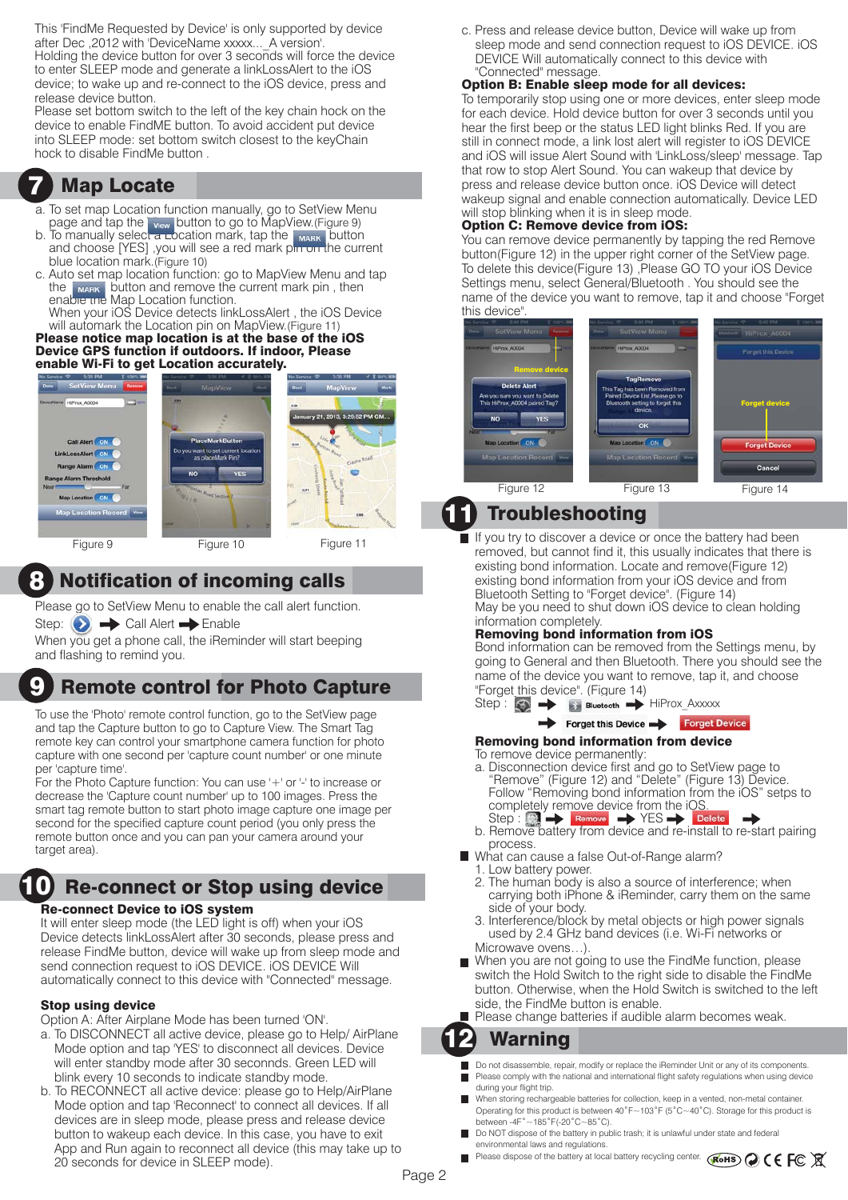This 'FindMe Requested by Device' is only supported by device after Dec ,2012 with 'DeviceName xxxxx..._A version'.
Holding the device button for over 3 seconds will force the device to enter SLEEP mode and generate a linkLossAlert to the iOS device; to wake up and re-connect to the iOS device, press and release device button.
Please set bottom switch to the left of the key chain hock on the device to enable FindME button. To avoid accident put device into SLEEP mode: set bottom switch closest to the keyChain hock to disable FindMe button .

## 7 Map Locate

a. To set map Location function manually, go to SetView Menu page and tap the View button to go to MapView.(Figure 9)
b. To manually select a Location mark, tap the MARK button and choose [YES] ,you will see a red mark pin on the current blue location mark.(Figure 10)
c. Auto set map location function: go to MapView Menu and tap the MARK button and remove the current mark pin , then enable the Map Location function.
When your iOS Device detects linkLossAlert , the iOS Device will automark the Location pin on MapView.(Figure 11)

**Please notice map location is at the base of the iOS Device GPS function if outdoors. If indoor, Please enable Wi-Fi to get Location accurately.**

Figure 9 Figure 10 Figure 11

## 8 Notification of incoming calls

Please go to SetView Menu to enable the call alert function.
Step: → Call Alert → Enable
When you get a phone call, the iReminder will start beeping and flashing to remind you.

## 9 Remote control for Photo Capture

To use the 'Photo' remote control function, go to the SetView page and tap the Capture button to go to Capture View. The Smart Tag remote key can control your smartphone camera function for photo capture with one second per 'capture count number' or one minute per 'capture time'.
For the Photo Capture function: You can use '+' or '-' to increase or decrease the 'Capture count number' up to 100 images. Press the smart tag remote button to start photo image capture one image per second for the specified capture count period (you only press the remote button once and you can pan your camera around your target area).

## 10 Re-connect or Stop using device

**Re-connect Device to iOS system**
It will enter sleep mode (the LED light is off) when your iOS Device detects linkLossAlert after 30 seconds, please press and release FindMe button, device will wake up from sleep mode and send connection request to iOS DEVICE. iOS DEVICE Will automatically connect to this device with "Connected" message.

**Stop using device**
Option A: After Airplane Mode has been turned 'ON'.
a. To DISCONNECT all active device, please go to Help/ AirPlane Mode option and tap 'YES' to disconnect all devices. Device will enter standby mode after 30 seconnds. Green LED will blink every 10 seconds to indicate standby mode.
b. To RECONNECT all active device: please go to Help/AirPlane Mode option and tap 'Reconnect' to connect all devices. If all devices are in sleep mode, please press and release device button to wakeup each device. In this case, you have to exit App and Run again to reconnect all device (this may take up to 20 seconds for device in SLEEP mode).
c. Press and release device button, Device will wake up from sleep mode and send connection request to iOS DEVICE. iOS DEVICE Will automatically connect to this device with "Connected" message.

**Option B: Enable sleep mode for all devices:**
To temporarily stop using one or more devices, enter sleep mode for each device. Hold device button for over 3 seconds until you hear the first beep or the status LED light blinks Red. If you are still in connect mode, a link lost alert will register to iOS DEVICE and iOS will issue Alert Sound with 'LinkLoss/sleep' message. Tap that row to stop Alert Sound. You can wakeup that device by press and release device button once. iOS Device will detect wakeup signal and enable connection automatically. Device LED will stop blinking when it is in sleep mode.

**Option C: Remove device from iOS:**
You can remove device permanently by tapping the red Remove button(Figure 12) in the upper right corner of the SetView page. To delete this device(Figure 13) ,Please GO TO your iOS Device Settings menu, select General/Bluetooth . You should see the name of the device you want to remove, tap it and choose "Forget this device".

Figure 12 Figure 13 Figure 14

## 11 Troubleshooting

- If you try to discover a device or once the battery had been removed, but cannot find it, this usually indicates that there is existing bond information. Locate and remove(Figure 12) existing bond information from your iOS device and from Bluetooth Setting to "Forget device". (Figure 14)
  May be you need to shut down iOS device to clean holding information completely.

**Removing bond information from iOS**
Bond information can be removed from the Settings menu, by going to General and then Bluetooth. There you should see the name of the device you want to remove, tap it, and choose "Forget this device". (Figure 14)
Step : → Bluetooth → HiProx_Axxxxx → Forget this Device → Forget Device

**Removing bond information from device**
To remove device permanently:
a. Disconnection device first and go to SetView page to "Remove" (Figure 12) and "Delete" (Figure 13) Device. Follow "Removing bond information from the iOS" setps to completely remove device from the iOS.
Step : → Remove → YES → Delete →
b. Remove battery from device and re-install to re-start pairing process.

- What can cause a false Out-of-Range alarm?
  1. Low battery power.
  2. The human body is also a source of interference; when carrying both iPhone & iReminder, carry them on the same side of your body.
  3. Interference/block by metal objects or high power signals used by 2.4 GHz band devices (i.e. Wi-Fi networks or Microwave ovens…).
- When you are not going to use the FindMe function, please switch the Hold Switch to the right side to disable the FindMe button. Otherwise, when the Hold Switch is switched to the left side, the FindMe button is enable.
- Please change batteries if audible alarm becomes weak.

## 12 Warning

- Do not disassemble, repair, modify or replace the iReminder Unit or any of its components.
- Please comply with the national and international flight safety regulations when using device during your flight trip.
- When storing rechargeable batteries for collection, keep in a vented, non-metal container. Operating for this product is between 40˚F~103˚F (5˚C~40˚C). Storage for this product is between -4F˚~185˚F(-20˚C~85˚C).
- Do NOT dispose of the battery in public trash; it is unlawful under state and federal environmental laws and regulations.
- Please dispose of the battery at local battery recycling center.